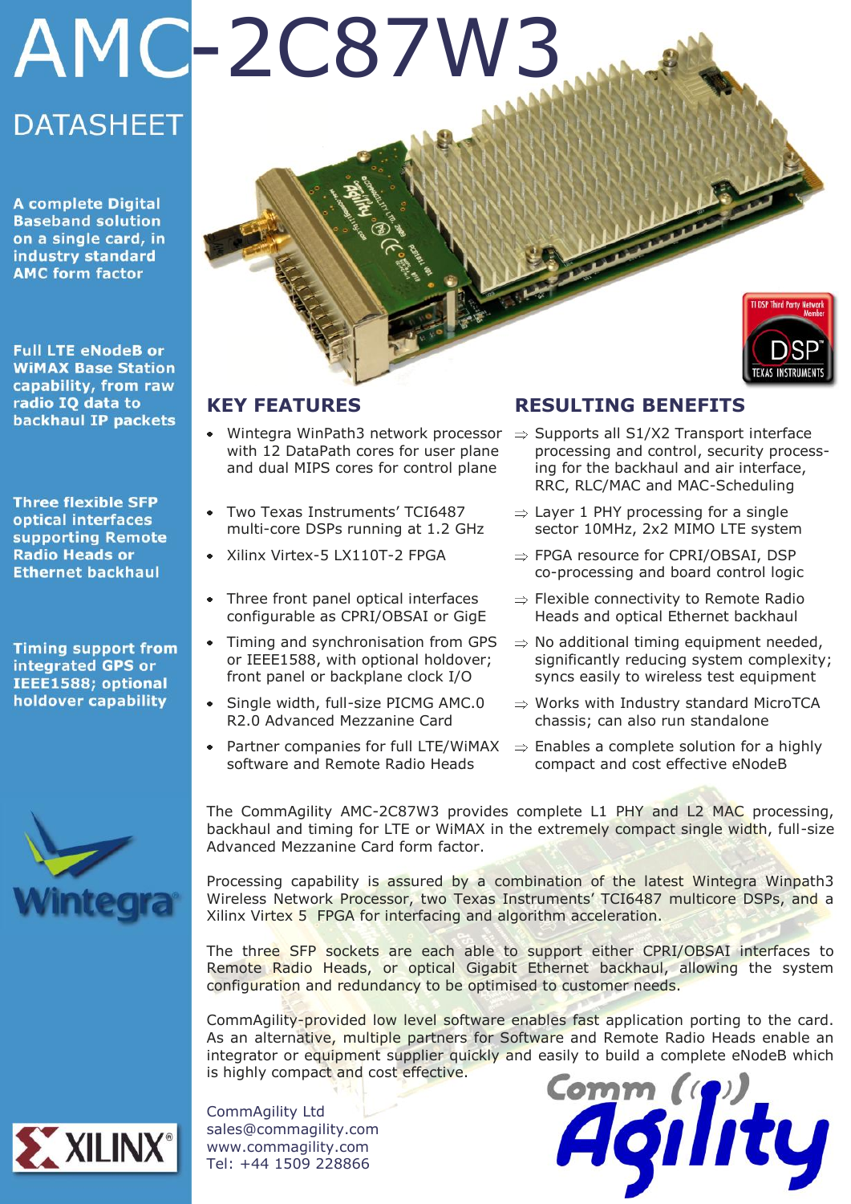# AMC-2C87W3

## DATASHEET

**A complete Digital Baseband solution on a single card, in industry standard AMC form factor**

**Full LTE eNodeB or WiMAX Base Station capability, from raw radio IQ data to backhaul IP packets**

**Three flexible SFP optical interfaces supporting Remote Radio Heads or Ethernet backhaul**

**Timing support from integrated GPS or IEEE1588; optional holdover capability**

| KEY FEATURES | RESULTING BENEFITS |
|---|---|
| Wintegra WinPath3 network processor with 12 DataPath cores for user plane and dual MIPS cores for control plane | ⇒ Supports all S1/X2 Transport interface processing and control, security processing for the backhaul and air interface, RRC, RLC/MAC and MAC-Scheduling |
| Two Texas Instruments' TCI6487 multi-core DSPs running at 1.2 GHz | ⇒ Layer 1 PHY processing for a single sector 10MHz, 2x2 MIMO LTE system |
| Xilinx Virtex-5 LX110T-2 FPGA | ⇒ FPGA resource for CPRI/OBSAI, DSP co-processing and board control logic |
| Three front panel optical interfaces configurable as CPRI/OBSAI or GigE | ⇒ Flexible connectivity to Remote Radio Heads and optical Ethernet backhaul |
| Timing and synchronisation from GPS or IEEE1588, with optional holdover; front panel or backplane clock I/O | ⇒ No additional timing equipment needed, significantly reducing system complexity; syncs easily to wireless test equipment |
| Single width, full-size PICMG AMC.0 R2.0 Advanced Mezzanine Card | ⇒ Works with Industry standard MicroTCA chassis; can also run standalone |
| Partner companies for full LTE/WiMAX software and Remote Radio Heads | ⇒ Enables a complete solution for a highly compact and cost effective eNodeB |

The CommAgility AMC-2C87W3 provides complete L1 PHY and L2 MAC processing, backhaul and timing for LTE or WiMAX in the extremely compact single width, full-size Advanced Mezzanine Card form factor.

Processing capability is assured by a combination of the latest Wintegra Winpath3 Wireless Network Processor, two Texas Instruments' TCI6487 multicore DSPs, and a Xilinx Virtex 5 FPGA for interfacing and algorithm acceleration.

The three SFP sockets are each able to support either CPRI/OBSAI interfaces to Remote Radio Heads, or optical Gigabit Ethernet backhaul, allowing the system configuration and redundancy to be optimised to customer needs.

CommAgility-provided low level software enables fast application porting to the card. As an alternative, multiple partners for Software and Remote Radio Heads enable an integrator or equipment supplier quickly and easily to build a complete eNodeB which is highly compact and cost effective.

CommAgility Ltd
sales@commagility.com
www.commagility.com
Tel: +44 1509 228866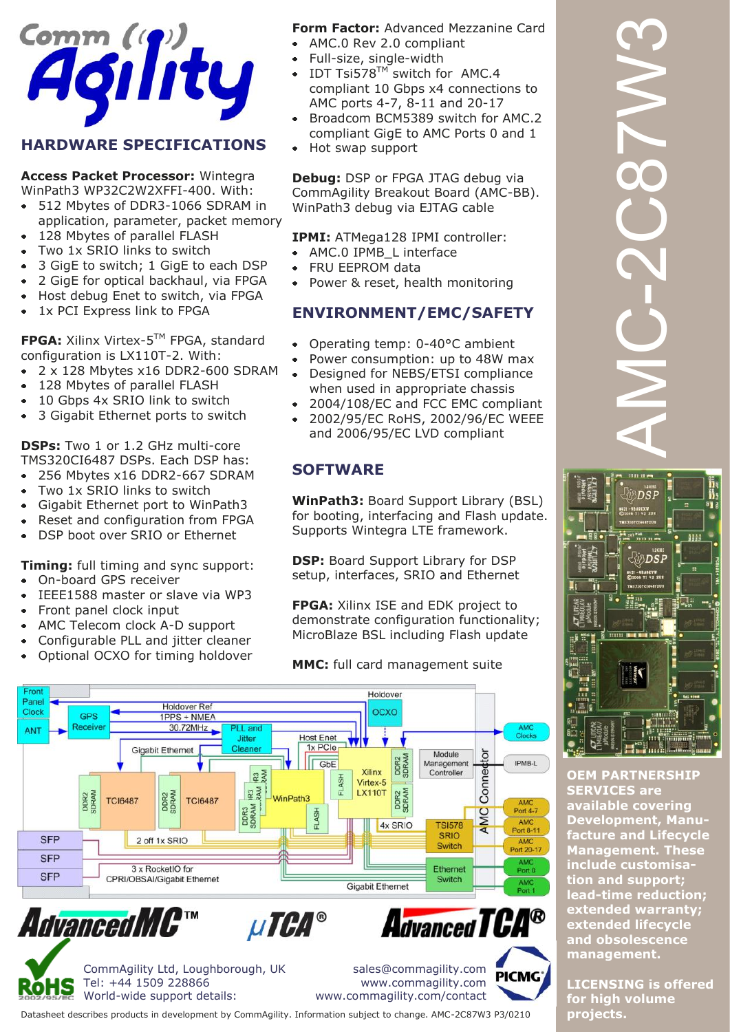# HARDWARE SPECIFICATIONS

**Access Packet Processor:** Wintegra WinPath3 WP32C2W2XFFI-400. With:

- 512 Mbytes of DDR3-1066 SDRAM in application, parameter, packet memory
- 128 Mbytes of parallel FLASH
- Two 1x SRIO links to switch
- 3 GigE to switch; 1 GigE to each DSP
- 2 GigE for optical backhaul, via FPGA
- Host debug Enet to switch, via FPGA
- 1x PCI Express link to FPGA

**FPGA:** Xilinx Virtex-5™ FPGA, standard configuration is LX110T-2. With:

- 2 x 128 Mbytes x16 DDR2-600 SDRAM
- 128 Mbytes of parallel FLASH
- 10 Gbps 4x SRIO link to switch
- 3 Gigabit Ethernet ports to switch

**DSPs:** Two 1 or 1.2 GHz multi-core TMS320CI6487 DSPs. Each DSP has:

- 256 Mbytes x16 DDR2-667 SDRAM
- Two 1x SRIO links to switch
- Gigabit Ethernet port to WinPath3
- Reset and configuration from FPGA
- DSP boot over SRIO or Ethernet

**Timing:** full timing and sync support:

- On-board GPS receiver
- IEEE1588 master or slave via WP3
- Front panel clock input
- AMC Telecom clock A-D support
- Configurable PLL and jitter cleaner
- Optional OCXO for timing holdover

**Form Factor:** Advanced Mezzanine Card

- AMC.0 Rev 2.0 compliant
- Full-size, single-width
- IDT Tsi578™ switch for AMC.4 compliant 10 Gbps x4 connections to AMC ports 4-7, 8-11 and 20-17
- Broadcom BCM5389 switch for AMC.2 compliant GigE to AMC Ports 0 and 1
- Hot swap support

**Debug:** DSP or FPGA JTAG debug via CommAgility Breakout Board (AMC-BB). WinPath3 debug via EJTAG cable

**IPMI:** ATMega128 IPMI controller:

- AMC.0 IPMB_L interface
- FRU EEPROM data
- Power & reset, health monitoring

## ENVIRONMENT/EMC/SAFETY

- Operating temp: 0-40°C ambient
- Power consumption: up to 48W max
- Designed for NEBS/ETSI compliance when used in appropriate chassis
- 2004/108/EC and FCC EMC compliant
- 2002/95/EC RoHS, 2002/96/EC WEEE and 2006/95/EC LVD compliant

## SOFTWARE

**WinPath3:** Board Support Library (BSL) for booting, interfacing and Flash update. Supports Wintegra LTE framework.

**DSP:** Board Support Library for DSP setup, interfaces, SRIO and Ethernet

**FPGA:** Xilinx ISE and EDK project to demonstrate configuration functionality; MicroBlaze BSL including Flash update

**MMC:** full card management suite

Front Panel Clock
ANT
GPS Receiver
Holdover Ref
1PPS + NMEA
30.72MHz
PLL and Jitter Cleaner
Holdover
OCXO
AMC Clocks
Gigabit Ethernet
Host Enet
1x PCIe
GbE
DDR2 SDRAM
TCI6487
DDR2 SDRAM
TCI6487
DDR3 SDRAM
WinPath3
FLASH
Xilinx Virtex-5 LX110T
DDR2 SDRAM
Module Management Controller
IPMB-L
AMC Connector
4x SRIO
TSI578 SRIO Switch
AMC Port 4-7
AMC Port 8-11
AMC Port 20-17
SFP
SFP
SFP
2 off 1x SRIO
3 x RocketIO for CPRI/OBSAI/Gigabit Ethernet
Ethernet Switch
Gigabit Ethernet
AMC Port 0
AMC Port 1

AdvancedMC™ μTCA® AdvancedTCA®

CommAgility Ltd, Loughborough, UK
Tel: +44 1509 228866
World-wide support details:

sales@commagility.com
www.commagility.com
www.commagility.com/contact

Datasheet describes products in development by CommAgility. Information subject to change. AMC-2C87W3 P3/0210

# AMC-2C87W3

**OEM PARTNERSHIP SERVICES are available covering Development, Manufacture and Lifecycle Management. These include customisation and support; lead-time reduction; extended warranty; extended lifecycle and obsolescence management.**

**LICENSING is offered for high volume projects.**